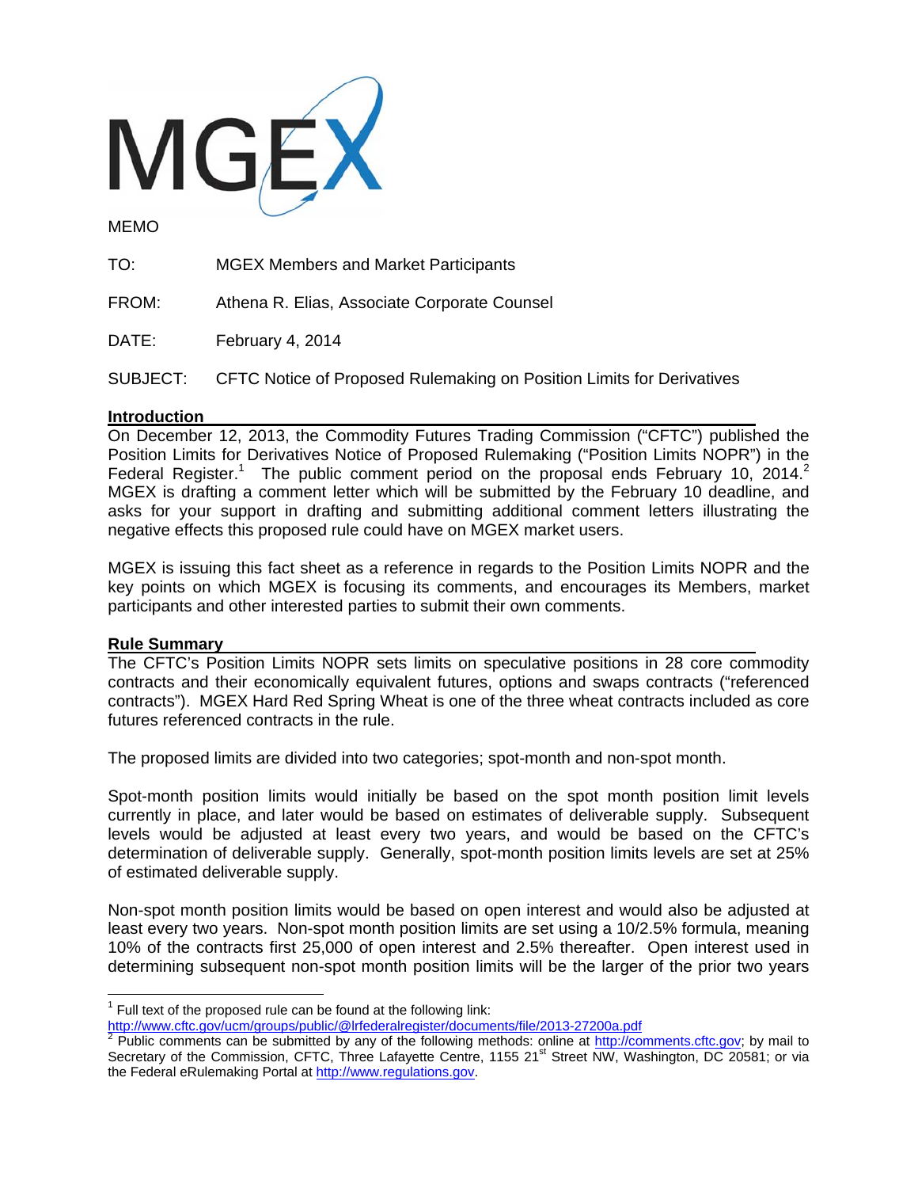MGEX

MEMO

TO: MGEX Members and Market Participants

FROM: Athena R. Elias, Associate Corporate Counsel

DATE: February 4, 2014

SUBJECT: CFTC Notice of Proposed Rulemaking on Position Limits for Derivatives

## Introduction

On December 12, 2013, the Commodity Futures Trading Commission ("CFTC") published the Position Limits for Derivatives Notice of Proposed Rulemaking ("Position Limits NOPR") in the Federal Register.[1] The public comment period on the proposal ends February 10, 2014.[2] MGEX is drafting a comment letter which will be submitted by the February 10 deadline, and asks for your support in drafting and submitting additional comment letters illustrating the negative effects this proposed rule could have on MGEX market users.

MGEX is issuing this fact sheet as a reference in regards to the Position Limits NOPR and the key points on which MGEX is focusing its comments, and encourages its Members, market participants and other interested parties to submit their own comments.

## Rule Summary

The CFTC's Position Limits NOPR sets limits on speculative positions in 28 core commodity contracts and their economically equivalent futures, options and swaps contracts ("referenced contracts"). MGEX Hard Red Spring Wheat is one of the three wheat contracts included as core futures referenced contracts in the rule.

The proposed limits are divided into two categories; spot-month and non-spot month.

Spot-month position limits would initially be based on the spot month position limit levels currently in place, and later would be based on estimates of deliverable supply. Subsequent levels would be adjusted at least every two years, and would be based on the CFTC's determination of deliverable supply. Generally, spot-month position limits levels are set at 25% of estimated deliverable supply.

Non-spot month position limits would be based on open interest and would also be adjusted at least every two years. Non-spot month position limits are set using a 10/2.5% formula, meaning 10% of the contracts first 25,000 of open interest and 2.5% thereafter. Open interest used in determining subsequent non-spot month position limits will be the larger of the prior two years

---

[1] Full text of the proposed rule can be found at the following link: http://www.cftc.gov/ucm/groups/public/@lrfederalregister/documents/file/2013-27200a.pdf

[2] Public comments can be submitted by any of the following methods: online at http://comments.cftc.gov; by mail to Secretary of the Commission, CFTC, Three Lafayette Centre, 1155 21st Street NW, Washington, DC 20581; or via the Federal eRulemaking Portal at http://www.regulations.gov.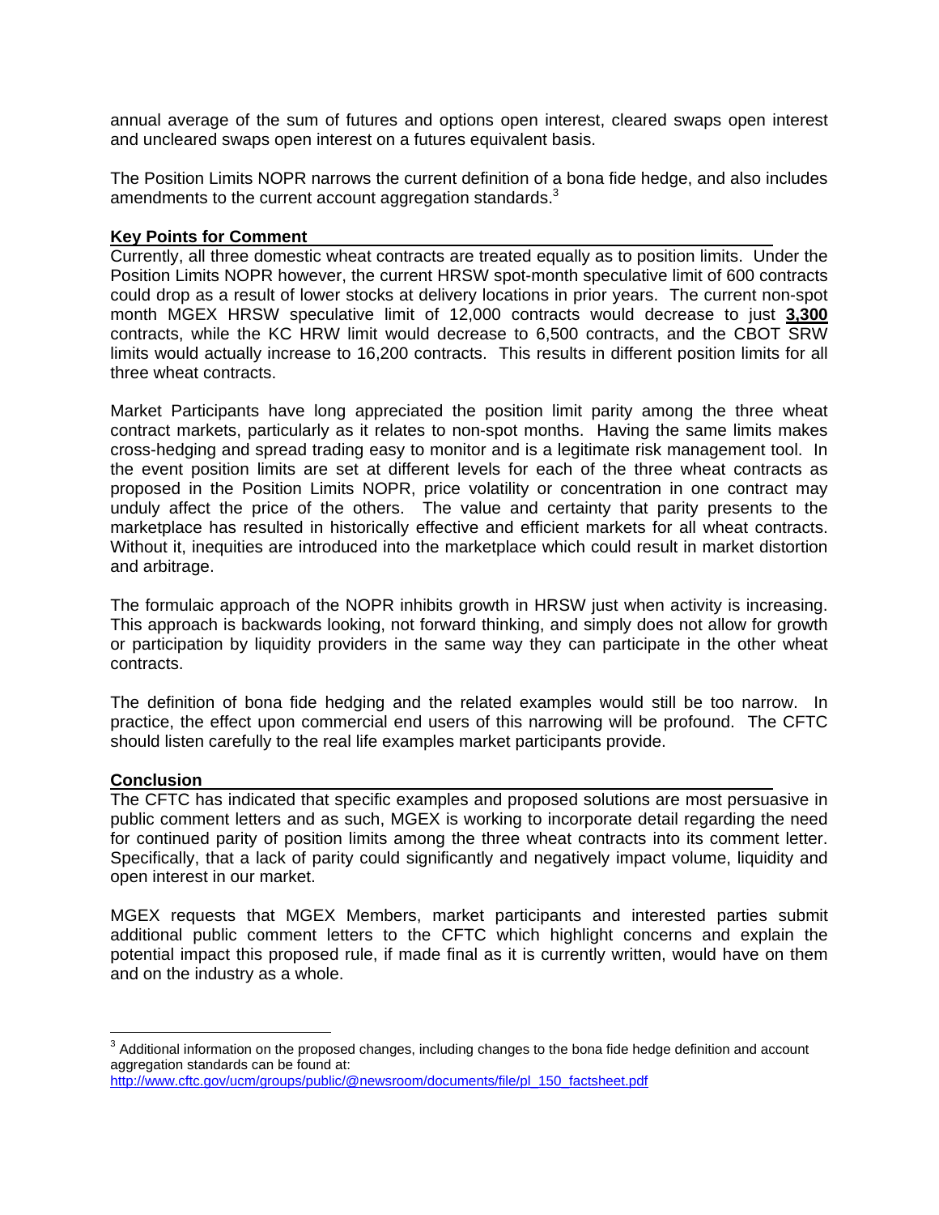annual average of the sum of futures and options open interest, cleared swaps open interest and uncleared swaps open interest on a futures equivalent basis.

The Position Limits NOPR narrows the current definition of a bona fide hedge, and also includes amendments to the current account aggregation standards.[3]

**Key Points for Comment**

Currently, all three domestic wheat contracts are treated equally as to position limits. Under the Position Limits NOPR however, the current HRSW spot-month speculative limit of 600 contracts could drop as a result of lower stocks at delivery locations in prior years. The current non-spot month MGEX HRSW speculative limit of 12,000 contracts would decrease to just **3,300** contracts, while the KC HRW limit would decrease to 6,500 contracts, and the CBOT SRW limits would actually increase to 16,200 contracts. This results in different position limits for all three wheat contracts.

Market Participants have long appreciated the position limit parity among the three wheat contract markets, particularly as it relates to non-spot months. Having the same limits makes cross-hedging and spread trading easy to monitor and is a legitimate risk management tool. In the event position limits are set at different levels for each of the three wheat contracts as proposed in the Position Limits NOPR, price volatility or concentration in one contract may unduly affect the price of the others. The value and certainty that parity presents to the marketplace has resulted in historically effective and efficient markets for all wheat contracts. Without it, inequities are introduced into the marketplace which could result in market distortion and arbitrage.

The formulaic approach of the NOPR inhibits growth in HRSW just when activity is increasing. This approach is backwards looking, not forward thinking, and simply does not allow for growth or participation by liquidity providers in the same way they can participate in the other wheat contracts.

The definition of bona fide hedging and the related examples would still be too narrow. In practice, the effect upon commercial end users of this narrowing will be profound. The CFTC should listen carefully to the real life examples market participants provide.

**Conclusion**

The CFTC has indicated that specific examples and proposed solutions are most persuasive in public comment letters and as such, MGEX is working to incorporate detail regarding the need for continued parity of position limits among the three wheat contracts into its comment letter. Specifically, that a lack of parity could significantly and negatively impact volume, liquidity and open interest in our market.

MGEX requests that MGEX Members, market participants and interested parties submit additional public comment letters to the CFTC which highlight concerns and explain the potential impact this proposed rule, if made final as it is currently written, would have on them and on the industry as a whole.

[3] Additional information on the proposed changes, including changes to the bona fide hedge definition and account aggregation standards can be found at: http://www.cftc.gov/ucm/groups/public/@newsroom/documents/file/pl_150_factsheet.pdf